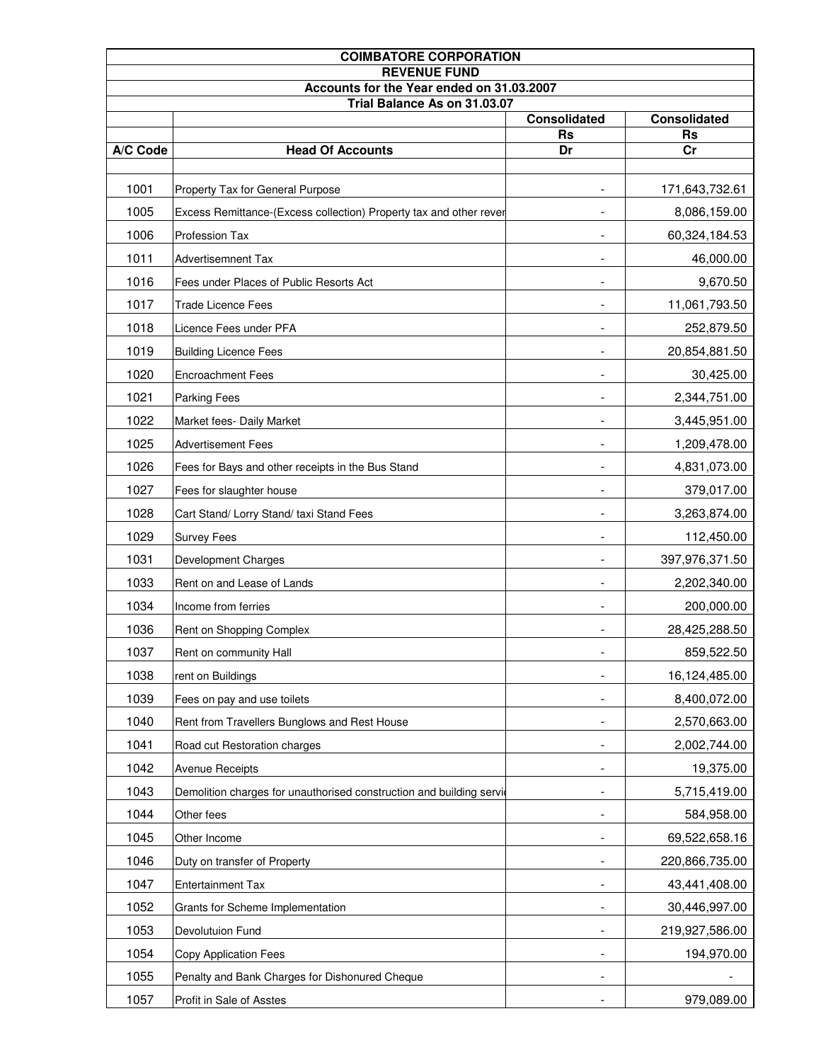| COIMBATORE CORPORATION | | | |
|---|---|---|---|
| REVENUE FUND | | | |
| Accounts for the Year ended on 31.03.2007 | | | |
| Trial Balance As on 31.03.07 | | | |
| | | Consolidated | Consolidated |
| | | Rs | Rs |
| A/C Code | Head Of Accounts | Dr | Cr |
| 1001 | Property Tax for General Purpose | - | 171,643,732.61 |
| 1005 | Excess Remittance-(Excess collection) Property tax and other rever | - | 8,086,159.00 |
| 1006 | Profession Tax | - | 60,324,184.53 |
| 1011 | Advertisemnent Tax | - | 46,000.00 |
| 1016 | Fees under Places of Public Resorts Act | - | 9,670.50 |
| 1017 | Trade Licence Fees | - | 11,061,793.50 |
| 1018 | Licence Fees under PFA | - | 252,879.50 |
| 1019 | Building Licence Fees | - | 20,854,881.50 |
| 1020 | Encroachment Fees | - | 30,425.00 |
| 1021 | Parking Fees | - | 2,344,751.00 |
| 1022 | Market fees- Daily Market | - | 3,445,951.00 |
| 1025 | Advertisement Fees | - | 1,209,478.00 |
| 1026 | Fees for Bays and other receipts in the Bus Stand | - | 4,831,073.00 |
| 1027 | Fees for slaughter house | - | 379,017.00 |
| 1028 | Cart Stand/ Lorry Stand/ taxi Stand Fees | - | 3,263,874.00 |
| 1029 | Survey Fees | - | 112,450.00 |
| 1031 | Development Charges | - | 397,976,371.50 |
| 1033 | Rent on and Lease of Lands | - | 2,202,340.00 |
| 1034 | Income from ferries | - | 200,000.00 |
| 1036 | Rent on Shopping Complex | - | 28,425,288.50 |
| 1037 | Rent on community Hall | - | 859,522.50 |
| 1038 | rent on Buildings | - | 16,124,485.00 |
| 1039 | Fees on pay and use toilets | - | 8,400,072.00 |
| 1040 | Rent from Travellers Bunglows and Rest House | - | 2,570,663.00 |
| 1041 | Road cut Restoration charges | - | 2,002,744.00 |
| 1042 | Avenue Receipts | - | 19,375.00 |
| 1043 | Demolition charges for unauthorised construction and building servi | - | 5,715,419.00 |
| 1044 | Other fees | - | 584,958.00 |
| 1045 | Other Income | - | 69,522,658.16 |
| 1046 | Duty on transfer of Property | - | 220,866,735.00 |
| 1047 | Entertainment Tax | - | 43,441,408.00 |
| 1052 | Grants for Scheme Implementation | - | 30,446,997.00 |
| 1053 | Devolutuion Fund | - | 219,927,586.00 |
| 1054 | Copy Application Fees | - | 194,970.00 |
| 1055 | Penalty and Bank Charges for Dishonured Cheque | - | - |
| 1057 | Profit in Sale of Asstes | - | 979,089.00 |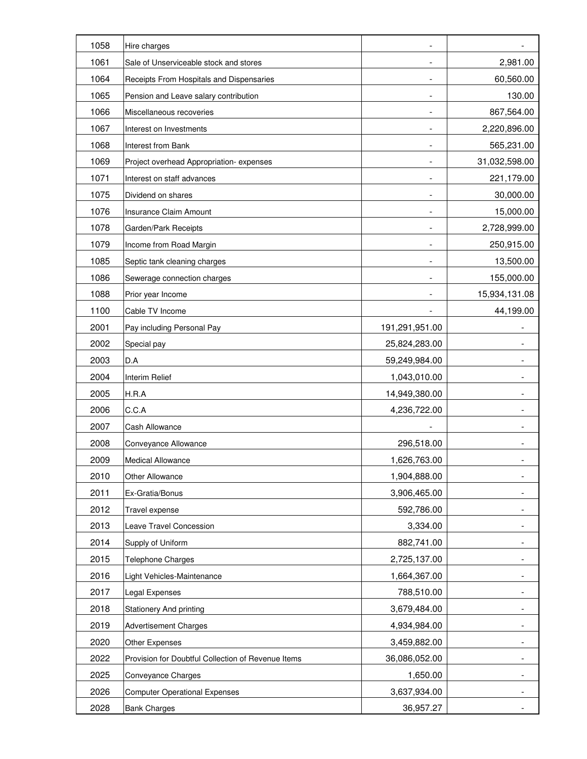| | | | |
|---|---|---|---|
| 1058 | Hire charges | - | - |
| 1061 | Sale of Unserviceable stock and stores | - | 2,981.00 |
| 1064 | Receipts From Hospitals and Dispensaries | - | 60,560.00 |
| 1065 | Pension and Leave salary contribution | - | 130.00 |
| 1066 | Miscellaneous recoveries | - | 867,564.00 |
| 1067 | Interest on Investments | - | 2,220,896.00 |
| 1068 | Interest from Bank | - | 565,231.00 |
| 1069 | Project overhead Appropriation- expenses | - | 31,032,598.00 |
| 1071 | Interest on staff advances | - | 221,179.00 |
| 1075 | Dividend on shares | - | 30,000.00 |
| 1076 | Insurance Claim Amount | - | 15,000.00 |
| 1078 | Garden/Park Receipts | - | 2,728,999.00 |
| 1079 | Income from Road Margin | - | 250,915.00 |
| 1085 | Septic tank cleaning charges | - | 13,500.00 |
| 1086 | Sewerage connection charges | - | 155,000.00 |
| 1088 | Prior year Income | - | 15,934,131.08 |
| 1100 | Cable TV Income | - | 44,199.00 |
| 2001 | Pay including Personal Pay | 191,291,951.00 | - |
| 2002 | Special pay | 25,824,283.00 | - |
| 2003 | D.A | 59,249,984.00 | - |
| 2004 | Interim Relief | 1,043,010.00 | - |
| 2005 | H.R.A | 14,949,380.00 | - |
| 2006 | C.C.A | 4,236,722.00 | - |
| 2007 | Cash Allowance | - | - |
| 2008 | Conveyance Allowance | 296,518.00 | - |
| 2009 | Medical Allowance | 1,626,763.00 | - |
| 2010 | Other Allowance | 1,904,888.00 | - |
| 2011 | Ex-Gratia/Bonus | 3,906,465.00 | - |
| 2012 | Travel expense | 592,786.00 | - |
| 2013 | Leave Travel Concession | 3,334.00 | - |
| 2014 | Supply of Uniform | 882,741.00 | - |
| 2015 | Telephone Charges | 2,725,137.00 | - |
| 2016 | Light Vehicles-Maintenance | 1,664,367.00 | - |
| 2017 | Legal Expenses | 788,510.00 | - |
| 2018 | Stationery And printing | 3,679,484.00 | - |
| 2019 | Advertisement Charges | 4,934,984.00 | - |
| 2020 | Other Expenses | 3,459,882.00 | - |
| 2022 | Provision for Doubtful Collection of Revenue Items | 36,086,052.00 | - |
| 2025 | Conveyance Charges | 1,650.00 | - |
| 2026 | Computer Operational Expenses | 3,637,934.00 | - |
| 2028 | Bank Charges | 36,957.27 | - |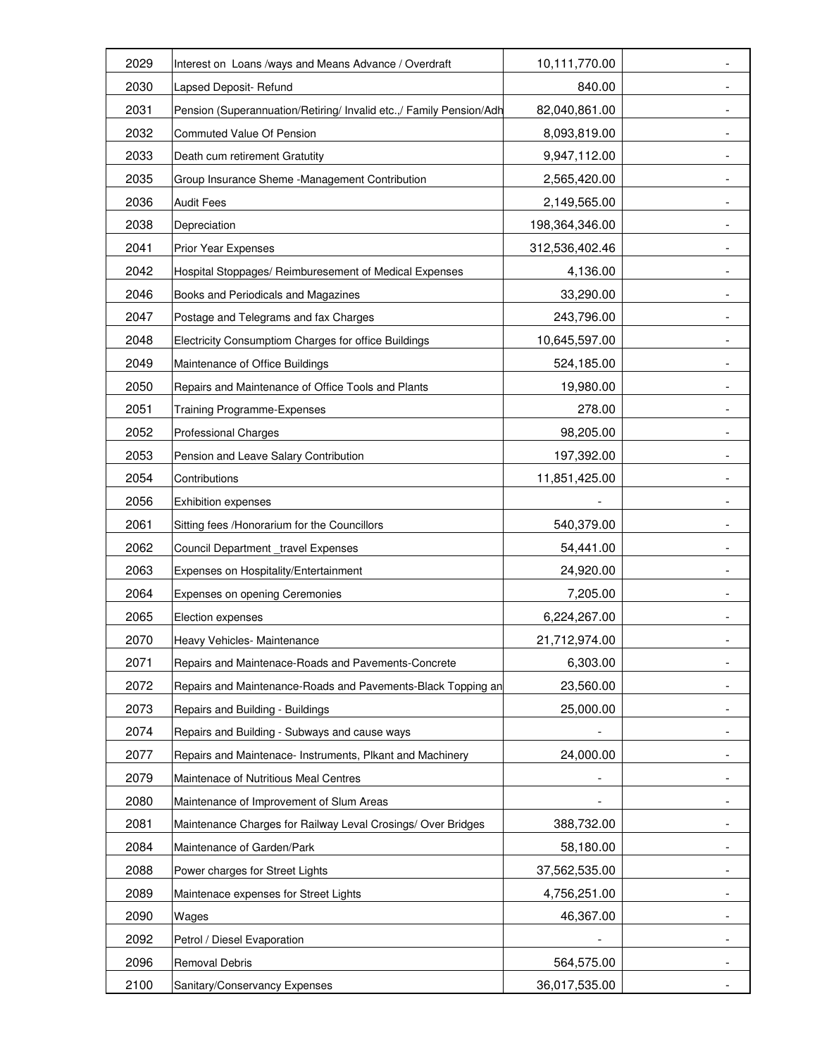| | | | |
|---|---|---|---|
| 2029 | Interest on Loans /ways and Means Advance / Overdraft | 10,111,770.00 | - |
| 2030 | Lapsed Deposit- Refund | 840.00 | - |
| 2031 | Pension (Superannuation/Retiring/ Invalid etc.,/ Family Pension/Adh | 82,040,861.00 | - |
| 2032 | Commuted Value Of Pension | 8,093,819.00 | - |
| 2033 | Death cum retirement Gratutity | 9,947,112.00 | - |
| 2035 | Group Insurance Sheme -Management Contribution | 2,565,420.00 | - |
| 2036 | Audit Fees | 2,149,565.00 | - |
| 2038 | Depreciation | 198,364,346.00 | - |
| 2041 | Prior Year Expenses | 312,536,402.46 | - |
| 2042 | Hospital Stoppages/ Reimburesement of Medical Expenses | 4,136.00 | - |
| 2046 | Books and Periodicals and Magazines | 33,290.00 | - |
| 2047 | Postage and Telegrams and fax Charges | 243,796.00 | - |
| 2048 | Electricity Consumptiom Charges for office Buildings | 10,645,597.00 | - |
| 2049 | Maintenance of Office Buildings | 524,185.00 | - |
| 2050 | Repairs and Maintenance of Office Tools and Plants | 19,980.00 | - |
| 2051 | Training Programme-Expenses | 278.00 | - |
| 2052 | Professional Charges | 98,205.00 | - |
| 2053 | Pension and Leave Salary Contribution | 197,392.00 | - |
| 2054 | Contributions | 11,851,425.00 | - |
| 2056 | Exhibition expenses | - | - |
| 2061 | Sitting fees /Honorarium for the Councillors | 540,379.00 | - |
| 2062 | Council Department _travel Expenses | 54,441.00 | - |
| 2063 | Expenses on Hospitality/Entertainment | 24,920.00 | - |
| 2064 | Expenses on opening Ceremonies | 7,205.00 | - |
| 2065 | Election expenses | 6,224,267.00 | - |
| 2070 | Heavy Vehicles- Maintenance | 21,712,974.00 | - |
| 2071 | Repairs and Maintenace-Roads and Pavements-Concrete | 6,303.00 | - |
| 2072 | Repairs and Maintenance-Roads and Pavements-Black Topping an | 23,560.00 | - |
| 2073 | Repairs and Building - Buildings | 25,000.00 | - |
| 2074 | Repairs and Building - Subways and cause ways | - | - |
| 2077 | Repairs and Maintenace- Instruments, Plkant and Machinery | 24,000.00 | - |
| 2079 | Maintenace of Nutritious Meal Centres | - | - |
| 2080 | Maintenance of Improvement of Slum Areas | - | - |
| 2081 | Maintenance Charges for Railway Leval Crosings/ Over Bridges | 388,732.00 | - |
| 2084 | Maintenance of Garden/Park | 58,180.00 | - |
| 2088 | Power charges for Street Lights | 37,562,535.00 | - |
| 2089 | Maintenace expenses for Street Lights | 4,756,251.00 | - |
| 2090 | Wages | 46,367.00 | - |
| 2092 | Petrol / Diesel Evaporation | - | - |
| 2096 | Removal Debris | 564,575.00 | - |
| 2100 | Sanitary/Conservancy Expenses | 36,017,535.00 | - |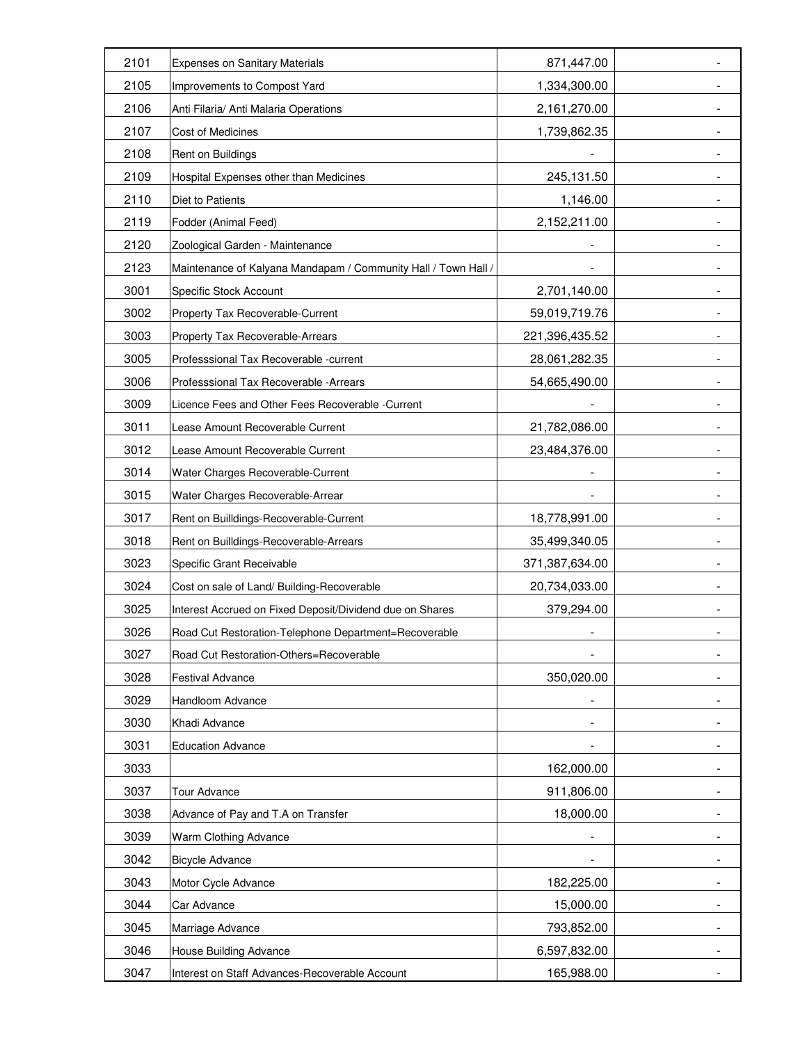| | | | |
|---|---|---|---|
| 2101 | Expenses on Sanitary Materials | 871,447.00 | - |
| 2105 | Improvements to Compost Yard | 1,334,300.00 | - |
| 2106 | Anti Filaria/ Anti Malaria Operations | 2,161,270.00 | - |
| 2107 | Cost of Medicines | 1,739,862.35 | - |
| 2108 | Rent on Buildings | - | - |
| 2109 | Hospital Expenses other than Medicines | 245,131.50 | - |
| 2110 | Diet to Patients | 1,146.00 | - |
| 2119 | Fodder (Animal Feed) | 2,152,211.00 | - |
| 2120 | Zoological Garden - Maintenance | - | - |
| 2123 | Maintenance of Kalyana Mandapam / Community Hall / Town Hall / | - | - |
| 3001 | Specific Stock Account | 2,701,140.00 | - |
| 3002 | Property Tax Recoverable-Current | 59,019,719.76 | - |
| 3003 | Property Tax Recoverable-Arrears | 221,396,435.52 | - |
| 3005 | Professsional Tax Recoverable -current | 28,061,282.35 | - |
| 3006 | Professsional Tax Recoverable -Arrears | 54,665,490.00 | - |
| 3009 | Licence Fees and Other Fees Recoverable -Current | - | - |
| 3011 | Lease Amount Recoverable Current | 21,782,086.00 | - |
| 3012 | Lease Amount Recoverable Current | 23,484,376.00 | - |
| 3014 | Water Charges Recoverable-Current | - | - |
| 3015 | Water Charges Recoverable-Arrear | - | - |
| 3017 | Rent on Builldings-Recoverable-Current | 18,778,991.00 | - |
| 3018 | Rent on Builldings-Recoverable-Arrears | 35,499,340.05 | - |
| 3023 | Specific Grant Receivable | 371,387,634.00 | - |
| 3024 | Cost on sale of Land/ Building-Recoverable | 20,734,033.00 | - |
| 3025 | Interest Accrued on Fixed Deposit/Dividend due on Shares | 379,294.00 | - |
| 3026 | Road Cut Restoration-Telephone Department=Recoverable | - | - |
| 3027 | Road Cut Restoration-Others=Recoverable | - | - |
| 3028 | Festival Advance | 350,020.00 | - |
| 3029 | Handloom Advance | - | - |
| 3030 | Khadi Advance | - | - |
| 3031 | Education Advance | - | - |
| 3033 | | 162,000.00 | - |
| 3037 | Tour Advance | 911,806.00 | - |
| 3038 | Advance of Pay and T.A on Transfer | 18,000.00 | - |
| 3039 | Warm Clothing Advance | - | - |
| 3042 | Bicycle Advance | - | - |
| 3043 | Motor Cycle Advance | 182,225.00 | - |
| 3044 | Car Advance | 15,000.00 | - |
| 3045 | Marriage Advance | 793,852.00 | - |
| 3046 | House Building Advance | 6,597,832.00 | - |
| 3047 | Interest on Staff Advances-Recoverable Account | 165,988.00 | - |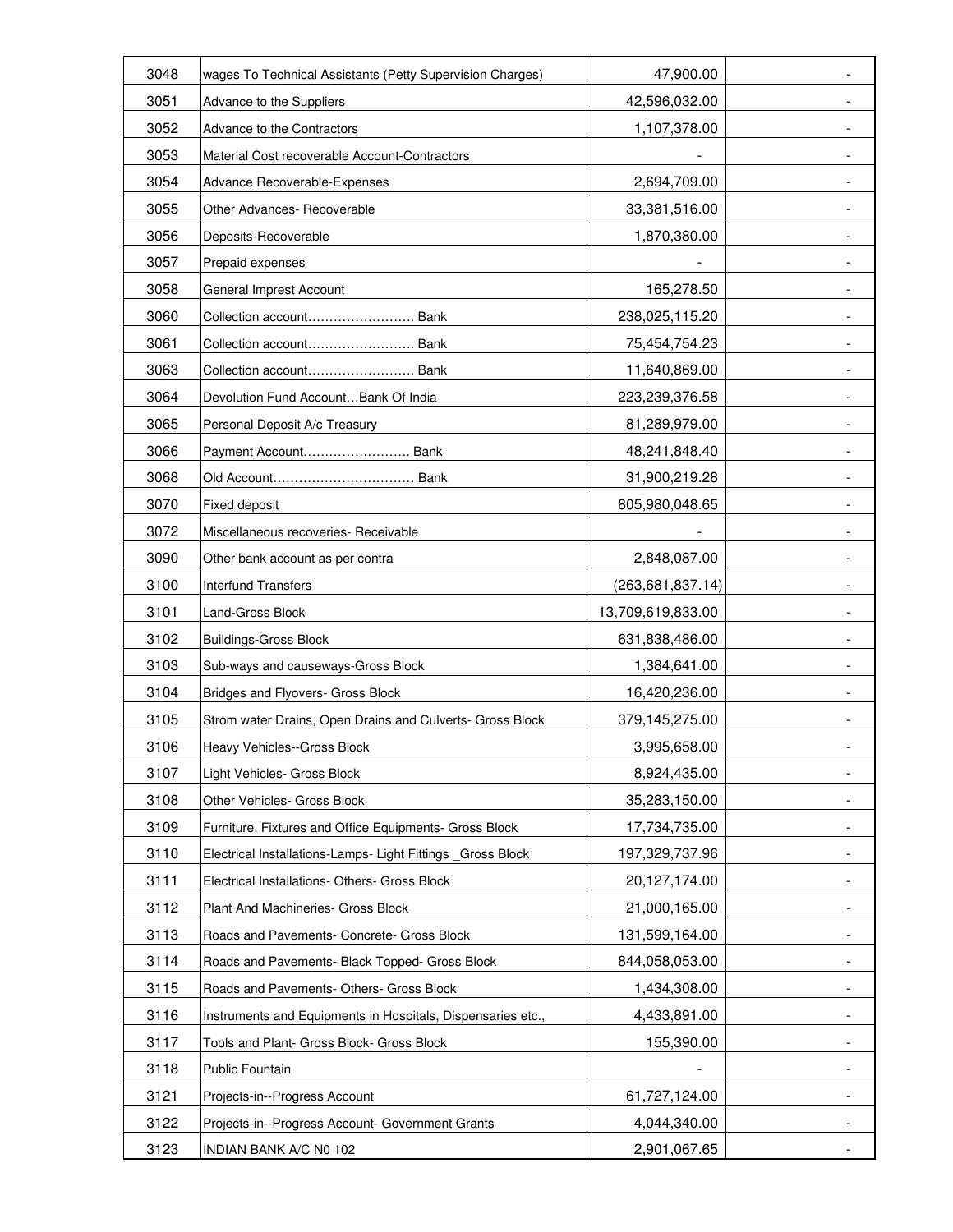| | | | |
|---|---|---|---|
| 3048 | wages To Technical Assistants (Petty Supervision Charges) | 47,900.00 | - |
| 3051 | Advance to the Suppliers | 42,596,032.00 | - |
| 3052 | Advance to the Contractors | 1,107,378.00 | - |
| 3053 | Material Cost recoverable Account-Contractors | - | - |
| 3054 | Advance Recoverable-Expenses | 2,694,709.00 | - |
| 3055 | Other Advances- Recoverable | 33,381,516.00 | - |
| 3056 | Deposits-Recoverable | 1,870,380.00 | - |
| 3057 | Prepaid expenses | - | - |
| 3058 | General Imprest Account | 165,278.50 | - |
| 3060 | Collection account……………………. Bank | 238,025,115.20 | - |
| 3061 | Collection account……………………. Bank | 75,454,754.23 | - |
| 3063 | Collection account……………………. Bank | 11,640,869.00 | - |
| 3064 | Devolution Fund Account…Bank Of India | 223,239,376.58 | - |
| 3065 | Personal Deposit A/c Treasury | 81,289,979.00 | - |
| 3066 | Payment Account……………………. Bank | 48,241,848.40 | - |
| 3068 | Old Account…………………………… Bank | 31,900,219.28 | - |
| 3070 | Fixed deposit | 805,980,048.65 | - |
| 3072 | Miscellaneous recoveries- Receivable | - | - |
| 3090 | Other bank account as per contra | 2,848,087.00 | - |
| 3100 | Interfund Transfers | (263,681,837.14) | - |
| 3101 | Land-Gross Block | 13,709,619,833.00 | - |
| 3102 | Buildings-Gross Block | 631,838,486.00 | - |
| 3103 | Sub-ways and causeways-Gross Block | 1,384,641.00 | - |
| 3104 | Bridges and Flyovers- Gross Block | 16,420,236.00 | - |
| 3105 | Strom water Drains, Open Drains and Culverts- Gross Block | 379,145,275.00 | - |
| 3106 | Heavy Vehicles--Gross Block | 3,995,658.00 | - |
| 3107 | Light Vehicles- Gross Block | 8,924,435.00 | - |
| 3108 | Other Vehicles- Gross Block | 35,283,150.00 | - |
| 3109 | Furniture, Fixtures and Office Equipments- Gross Block | 17,734,735.00 | - |
| 3110 | Electrical Installations-Lamps- Light Fittings _Gross Block | 197,329,737.96 | - |
| 3111 | Electrical Installations- Others- Gross Block | 20,127,174.00 | - |
| 3112 | Plant And Machineries- Gross Block | 21,000,165.00 | - |
| 3113 | Roads and Pavements- Concrete- Gross Block | 131,599,164.00 | - |
| 3114 | Roads and Pavements- Black Topped- Gross Block | 844,058,053.00 | - |
| 3115 | Roads and Pavements- Others- Gross Block | 1,434,308.00 | - |
| 3116 | Instruments and Equipments in Hospitals, Dispensaries etc., | 4,433,891.00 | - |
| 3117 | Tools and Plant- Gross Block- Gross Block | 155,390.00 | - |
| 3118 | Public Fountain | - | - |
| 3121 | Projects-in--Progress Account | 61,727,124.00 | - |
| 3122 | Projects-in--Progress Account- Government Grants | 4,044,340.00 | - |
| 3123 | INDIAN BANK A/C N0 102 | 2,901,067.65 | - |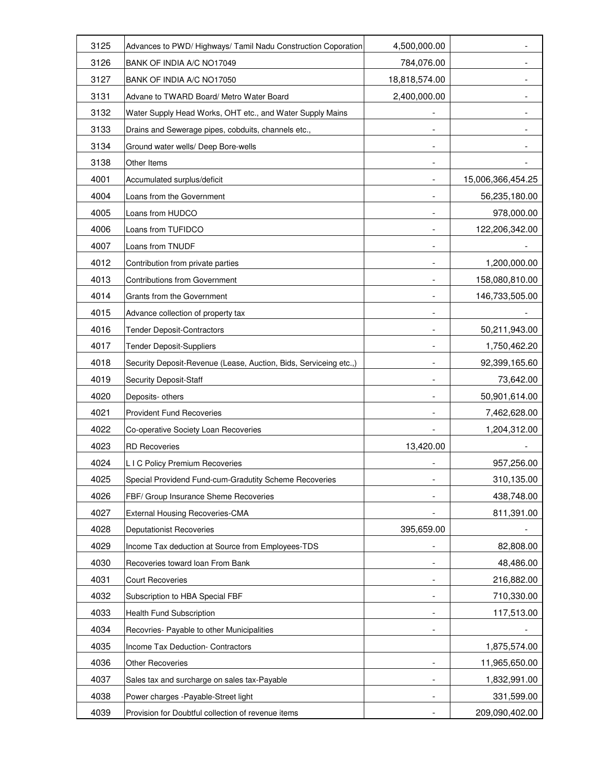| | | | |
|---|---|---|---|
| 3125 | Advances to PWD/ Highways/ Tamil Nadu Construction Coporation | 4,500,000.00 | - |
| 3126 | BANK OF INDIA A/C NO17049 | 784,076.00 | - |
| 3127 | BANK OF INDIA A/C NO17050 | 18,818,574.00 | - |
| 3131 | Advane to TWARD Board/ Metro Water Board | 2,400,000.00 | - |
| 3132 | Water Supply Head Works, OHT etc., and Water Supply Mains | - | - |
| 3133 | Drains and Sewerage pipes, cobduits, channels etc., | - | - |
| 3134 | Ground water wells/ Deep Bore-wells | - | - |
| 3138 | Other Items | - | - |
| 4001 | Accumulated surplus/deficit | - | 15,006,366,454.25 |
| 4004 | Loans from the Government | - | 56,235,180.00 |
| 4005 | Loans from HUDCO | - | 978,000.00 |
| 4006 | Loans from TUFIDCO | - | 122,206,342.00 |
| 4007 | Loans from TNUDF | - | - |
| 4012 | Contribution from private parties | - | 1,200,000.00 |
| 4013 | Contributions from Government | - | 158,080,810.00 |
| 4014 | Grants from the Government | - | 146,733,505.00 |
| 4015 | Advance collection of property tax | - | - |
| 4016 | Tender Deposit-Contractors | - | 50,211,943.00 |
| 4017 | Tender Deposit-Suppliers | - | 1,750,462.20 |
| 4018 | Security Deposit-Revenue (Lease, Auction, Bids, Serviceing etc.,) | - | 92,399,165.60 |
| 4019 | Security Deposit-Staff | - | 73,642.00 |
| 4020 | Deposits- others | - | 50,901,614.00 |
| 4021 | Provident Fund Recoveries | - | 7,462,628.00 |
| 4022 | Co-operative Society Loan Recoveries | - | 1,204,312.00 |
| 4023 | RD Recoveries | 13,420.00 | - |
| 4024 | L I C Policy Premium Recoveries | - | 957,256.00 |
| 4025 | Special Providend Fund-cum-Gradutity Scheme Recoveries | - | 310,135.00 |
| 4026 | FBF/ Group Insurance Sheme Recoveries | - | 438,748.00 |
| 4027 | External Housing Recoveries-CMA | - | 811,391.00 |
| 4028 | Deputationist Recoveries | 395,659.00 | - |
| 4029 | Income Tax deduction at Source from Employees-TDS | - | 82,808.00 |
| 4030 | Recoveries toward loan From Bank | - | 48,486.00 |
| 4031 | Court Recoveries | - | 216,882.00 |
| 4032 | Subscription to HBA Special FBF | - | 710,330.00 |
| 4033 | Health Fund Subscription | - | 117,513.00 |
| 4034 | Recovries- Payable to other Municipalities | - | - |
| 4035 | Income Tax Deduction- Contractors | | 1,875,574.00 |
| 4036 | Other Recoveries | - | 11,965,650.00 |
| 4037 | Sales tax and surcharge on sales tax-Payable | - | 1,832,991.00 |
| 4038 | Power charges -Payable-Street light | - | 331,599.00 |
| 4039 | Provision for Doubtful collection of revenue items | - | 209,090,402.00 |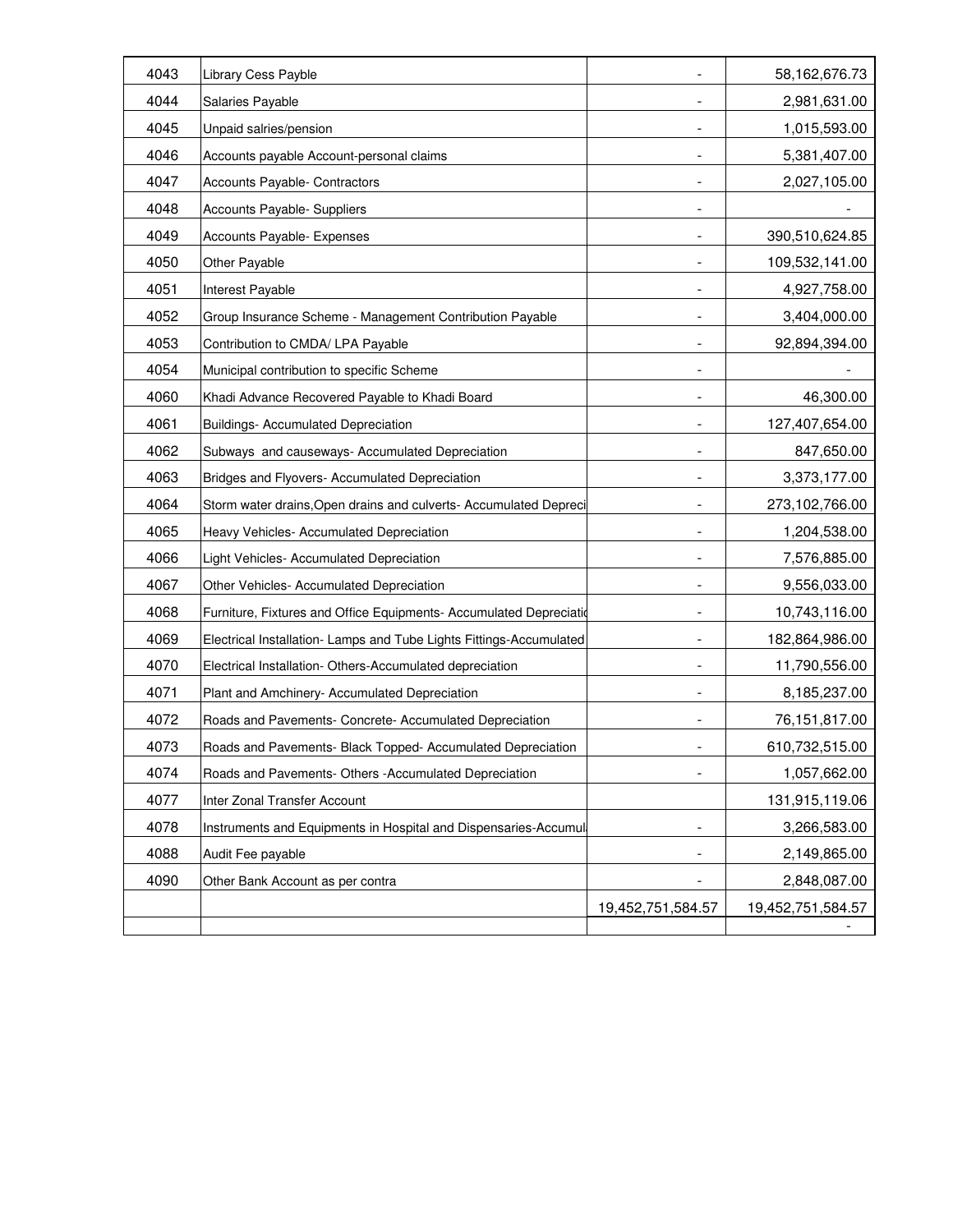| | | | |
|---|---|---|---|
| 4043 | Library Cess Payble | - | 58,162,676.73 |
| 4044 | Salaries Payable | - | 2,981,631.00 |
| 4045 | Unpaid salries/pension | - | 1,015,593.00 |
| 4046 | Accounts payable Account-personal claims | - | 5,381,407.00 |
| 4047 | Accounts Payable- Contractors | - | 2,027,105.00 |
| 4048 | Accounts Payable- Suppliers | - | - |
| 4049 | Accounts Payable- Expenses | - | 390,510,624.85 |
| 4050 | Other Payable | - | 109,532,141.00 |
| 4051 | Interest Payable | - | 4,927,758.00 |
| 4052 | Group Insurance Scheme - Management Contribution Payable | - | 3,404,000.00 |
| 4053 | Contribution to CMDA/ LPA Payable | - | 92,894,394.00 |
| 4054 | Municipal contribution to specific Scheme | - | - |
| 4060 | Khadi Advance Recovered Payable to Khadi Board | - | 46,300.00 |
| 4061 | Buildings- Accumulated Depreciation | - | 127,407,654.00 |
| 4062 | Subways and causeways- Accumulated Depreciation | - | 847,650.00 |
| 4063 | Bridges and Flyovers- Accumulated Depreciation | - | 3,373,177.00 |
| 4064 | Storm water drains,Open drains and culverts- Accumulated Depreci | - | 273,102,766.00 |
| 4065 | Heavy Vehicles- Accumulated Depreciation | - | 1,204,538.00 |
| 4066 | Light Vehicles- Accumulated Depreciation | - | 7,576,885.00 |
| 4067 | Other Vehicles- Accumulated Depreciation | - | 9,556,033.00 |
| 4068 | Furniture, Fixtures and Office Equipments- Accumulated Depreciatio | - | 10,743,116.00 |
| 4069 | Electrical Installation- Lamps and Tube Lights Fittings-Accumulated | - | 182,864,986.00 |
| 4070 | Electrical Installation- Others-Accumulated depreciation | - | 11,790,556.00 |
| 4071 | Plant and Amchinery- Accumulated Depreciation | - | 8,185,237.00 |
| 4072 | Roads and Pavements- Concrete- Accumulated Depreciation | - | 76,151,817.00 |
| 4073 | Roads and Pavements- Black Topped- Accumulated Depreciation | - | 610,732,515.00 |
| 4074 | Roads and Pavements- Others -Accumulated Depreciation | - | 1,057,662.00 |
| 4077 | Inter Zonal Transfer Account | | 131,915,119.06 |
| 4078 | Instruments and Equipments in Hospital and Dispensaries-Accumul | - | 3,266,583.00 |
| 4088 | Audit Fee payable | - | 2,149,865.00 |
| 4090 | Other Bank Account as per contra | - | 2,848,087.00 |
| | | 19,452,751,584.57 | 19,452,751,584.57 |
| | | | - |